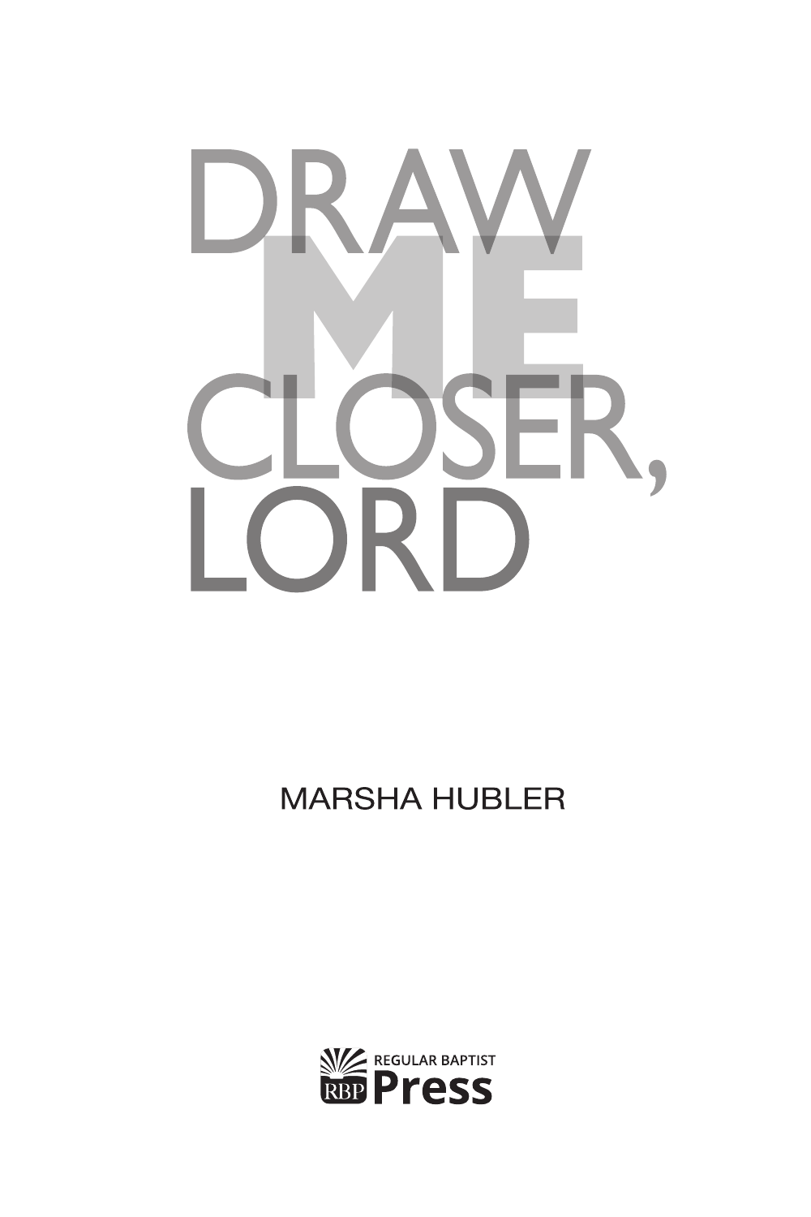# DRAW ME CLOSER, LORD

MARSHA HUBLER

REGULAR BAPTIST
RBP Press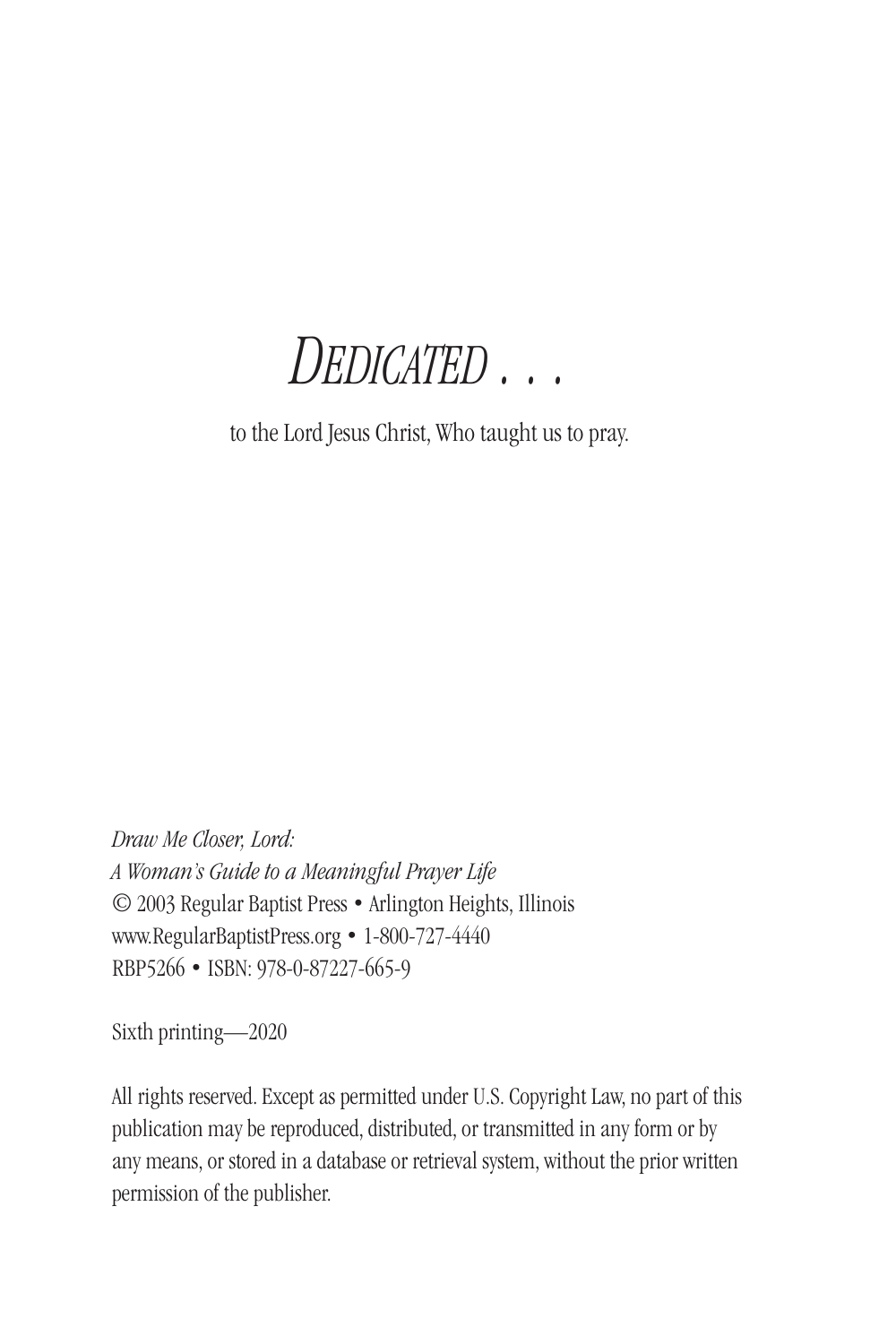# *DEDICATED . . .*

to the Lord Jesus Christ, Who taught us to pray.

*Draw Me Closer, Lord:*
*A Woman's Guide to a Meaningful Prayer Life*
© 2003 Regular Baptist Press • Arlington Heights, Illinois
www.RegularBaptistPress.org • 1-800-727-4440
RBP5266 • ISBN: 978-0-87227-665-9

Sixth printing—2020

All rights reserved. Except as permitted under U.S. Copyright Law, no part of this publication may be reproduced, distributed, or transmitted in any form or by any means, or stored in a database or retrieval system, without the prior written permission of the publisher.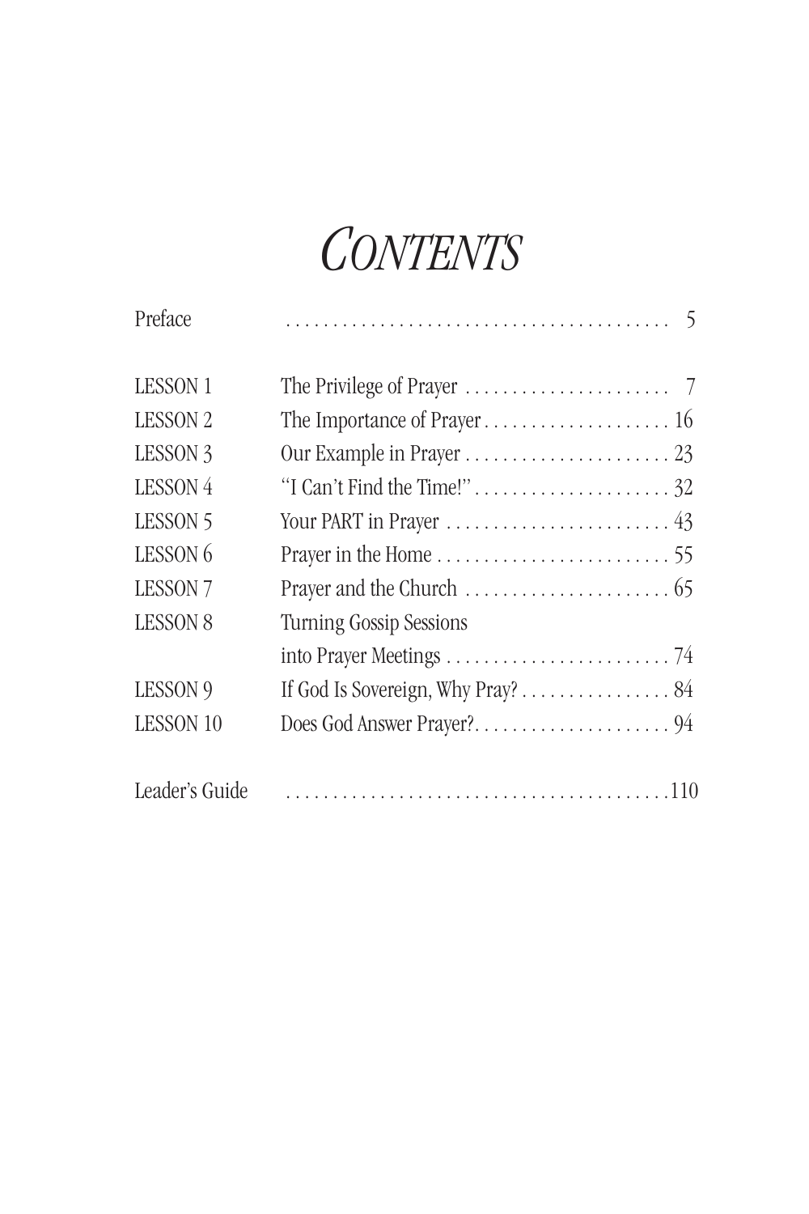# *CONTENTS*

| | | |
|---|---|---|
| Preface | | 5 |
| LESSON 1 | The Privilege of Prayer | 7 |
| LESSON 2 | The Importance of Prayer | 16 |
| LESSON 3 | Our Example in Prayer | 23 |
| LESSON 4 | "I Can't Find the Time!" | 32 |
| LESSON 5 | Your PART in Prayer | 43 |
| LESSON 6 | Prayer in the Home | 55 |
| LESSON 7 | Prayer and the Church | 65 |
| LESSON 8 | Turning Gossip Sessions into Prayer Meetings | 74 |
| LESSON 9 | If God Is Sovereign, Why Pray? | 84 |
| LESSON 10 | Does God Answer Prayer? | 94 |
| Leader's Guide | | 110 |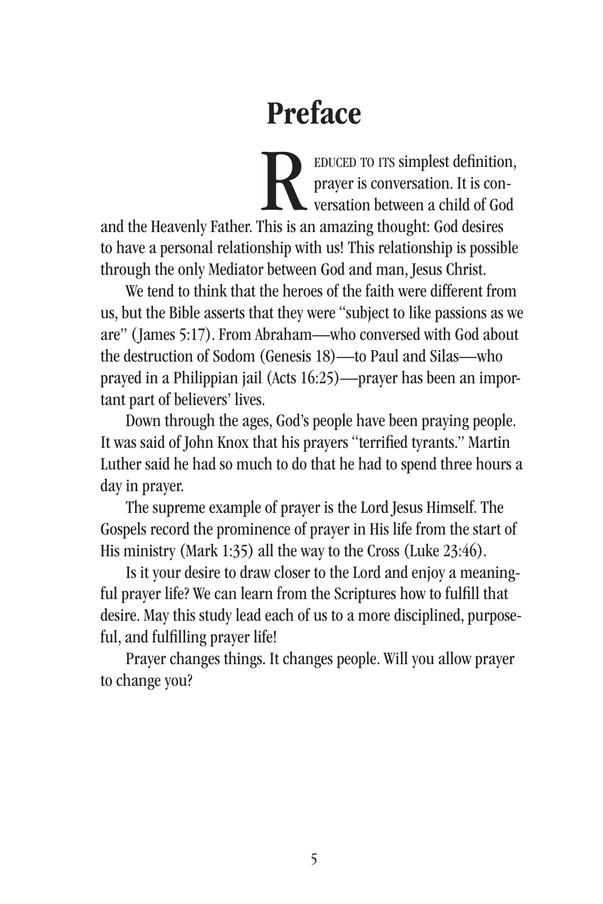# Preface

Reduced to its simplest definition, prayer is conversation. It is conversation between a child of God and the Heavenly Father. This is an amazing thought: God desires to have a personal relationship with us! This relationship is possible through the only Mediator between God and man, Jesus Christ.

We tend to think that the heroes of the faith were different from us, but the Bible asserts that they were "subject to like passions as we are" (James 5:17). From Abraham—who conversed with God about the destruction of Sodom (Genesis 18)—to Paul and Silas—who prayed in a Philippian jail (Acts 16:25)—prayer has been an important part of believers' lives.

Down through the ages, God's people have been praying people. It was said of John Knox that his prayers "terrified tyrants." Martin Luther said he had so much to do that he had to spend three hours a day in prayer.

The supreme example of prayer is the Lord Jesus Himself. The Gospels record the prominence of prayer in His life from the start of His ministry (Mark 1:35) all the way to the Cross (Luke 23:46).

Is it your desire to draw closer to the Lord and enjoy a meaningful prayer life? We can learn from the Scriptures how to fulfill that desire. May this study lead each of us to a more disciplined, purposeful, and fulfilling prayer life!

Prayer changes things. It changes people. Will you allow prayer to change you?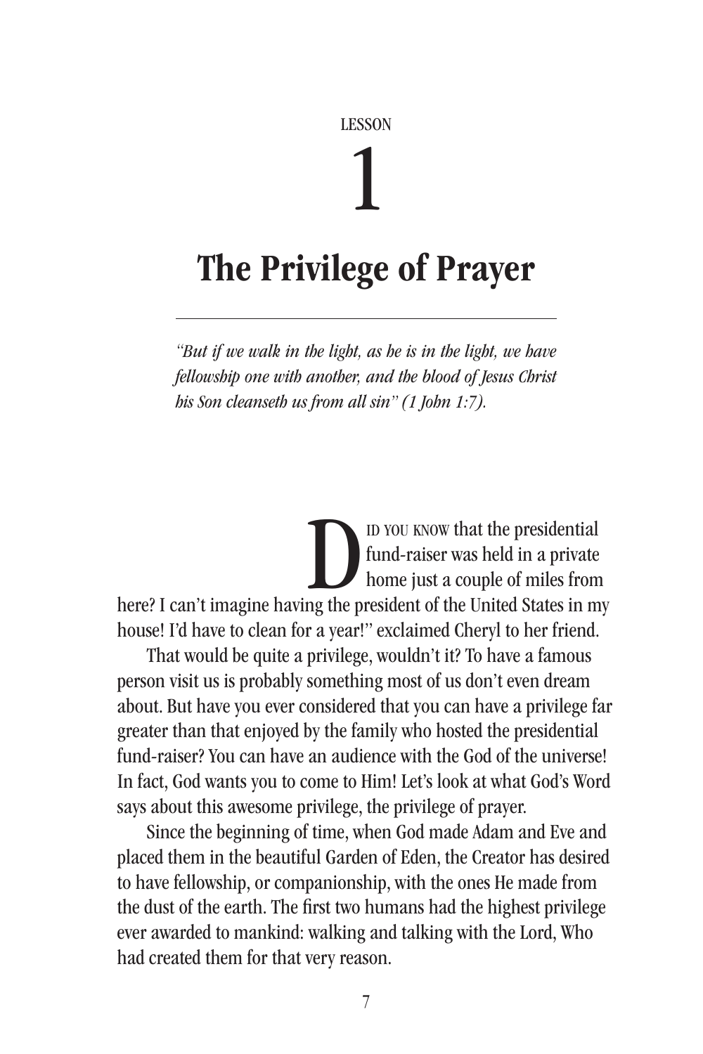LESSON

# 1

# The Privilege of Prayer

*"But if we walk in the light, as he is in the light, we have fellowship one with another, and the blood of Jesus Christ his Son cleanseth us from all sin" (1 John 1:7).*

"Did you know that the presidential fund-raiser was held in a private home just a couple of miles from here? I can't imagine having the president of the United States in my house! I'd have to clean for a year!" exclaimed Cheryl to her friend.

That would be quite a privilege, wouldn't it? To have a famous person visit us is probably something most of us don't even dream about. But have you ever considered that you can have a privilege far greater than that enjoyed by the family who hosted the presidential fund-raiser? You can have an audience with the God of the universe! In fact, God wants you to come to Him! Let's look at what God's Word says about this awesome privilege, the privilege of prayer.

Since the beginning of time, when God made Adam and Eve and placed them in the beautiful Garden of Eden, the Creator has desired to have fellowship, or companionship, with the ones He made from the dust of the earth. The first two humans had the highest privilege ever awarded to mankind: walking and talking with the Lord, Who had created them for that very reason.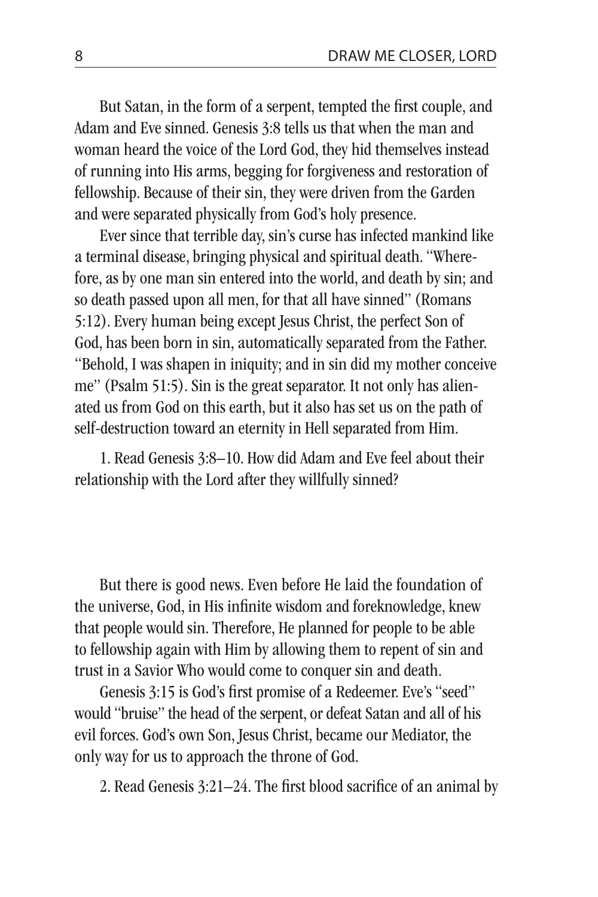But Satan, in the form of a serpent, tempted the first couple, and Adam and Eve sinned. Genesis 3:8 tells us that when the man and woman heard the voice of the Lord God, they hid themselves instead of running into His arms, begging for forgiveness and restoration of fellowship. Because of their sin, they were driven from the Garden and were separated physically from God's holy presence.

Ever since that terrible day, sin's curse has infected mankind like a terminal disease, bringing physical and spiritual death. "Wherefore, as by one man sin entered into the world, and death by sin; and so death passed upon all men, for that all have sinned" (Romans 5:12). Every human being except Jesus Christ, the perfect Son of God, has been born in sin, automatically separated from the Father. "Behold, I was shapen in iniquity; and in sin did my mother conceive me" (Psalm 51:5). Sin is the great separator. It not only has alienated us from God on this earth, but it also has set us on the path of self-destruction toward an eternity in Hell separated from Him.

1. Read Genesis 3:8–10. How did Adam and Eve feel about their relationship with the Lord after they willfully sinned?

But there is good news. Even before He laid the foundation of the universe, God, in His infinite wisdom and foreknowledge, knew that people would sin. Therefore, He planned for people to be able to fellowship again with Him by allowing them to repent of sin and trust in a Savior Who would come to conquer sin and death.

Genesis 3:15 is God's first promise of a Redeemer. Eve's "seed" would "bruise" the head of the serpent, or defeat Satan and all of his evil forces. God's own Son, Jesus Christ, became our Mediator, the only way for us to approach the throne of God.

2. Read Genesis 3:21–24. The first blood sacrifice of an animal by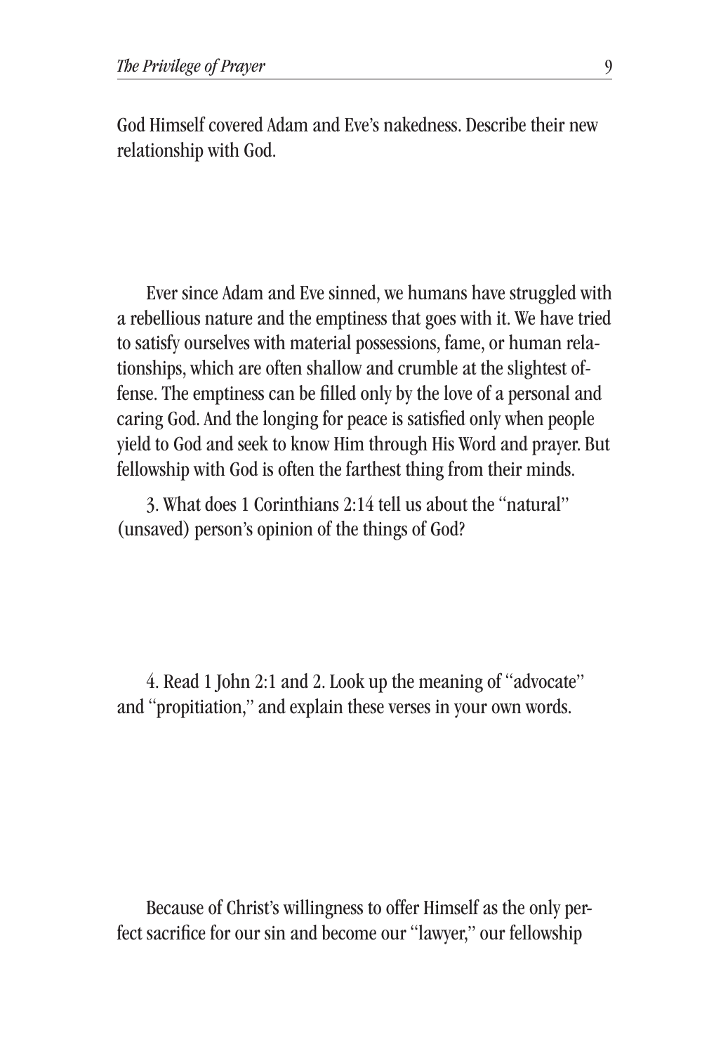God Himself covered Adam and Eve's nakedness. Describe their new relationship with God.

Ever since Adam and Eve sinned, we humans have struggled with a rebellious nature and the emptiness that goes with it. We have tried to satisfy ourselves with material possessions, fame, or human relationships, which are often shallow and crumble at the slightest offense. The emptiness can be filled only by the love of a personal and caring God. And the longing for peace is satisfied only when people yield to God and seek to know Him through His Word and prayer. But fellowship with God is often the farthest thing from their minds.

3. What does 1 Corinthians 2:14 tell us about the "natural" (unsaved) person's opinion of the things of God?

4. Read 1 John 2:1 and 2. Look up the meaning of "advocate" and "propitiation," and explain these verses in your own words.

Because of Christ's willingness to offer Himself as the only perfect sacrifice for our sin and become our "lawyer," our fellowship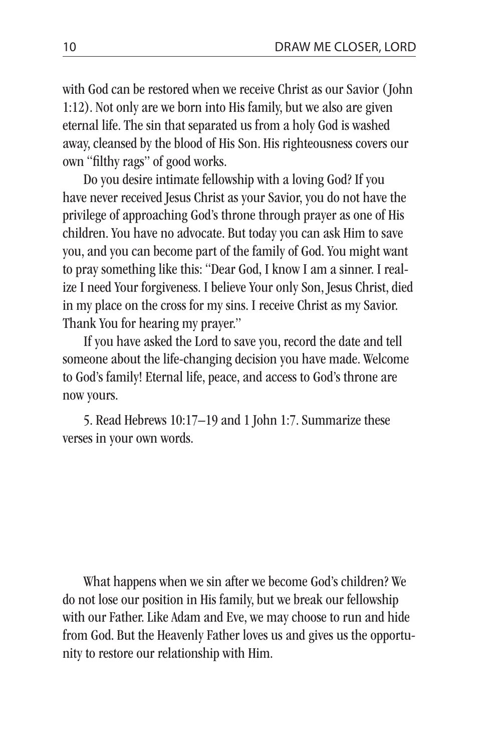with God can be restored when we receive Christ as our Savior (John 1:12). Not only are we born into His family, but we also are given eternal life. The sin that separated us from a holy God is washed away, cleansed by the blood of His Son. His righteousness covers our own "filthy rags" of good works.

Do you desire intimate fellowship with a loving God? If you have never received Jesus Christ as your Savior, you do not have the privilege of approaching God's throne through prayer as one of His children. You have no advocate. But today you can ask Him to save you, and you can become part of the family of God. You might want to pray something like this: "Dear God, I know I am a sinner. I realize I need Your forgiveness. I believe Your only Son, Jesus Christ, died in my place on the cross for my sins. I receive Christ as my Savior. Thank You for hearing my prayer."

If you have asked the Lord to save you, record the date and tell someone about the life-changing decision you have made. Welcome to God's family! Eternal life, peace, and access to God's throne are now yours.

5. Read Hebrews 10:17–19 and 1 John 1:7. Summarize these verses in your own words.

What happens when we sin after we become God's children? We do not lose our position in His family, but we break our fellowship with our Father. Like Adam and Eve, we may choose to run and hide from God. But the Heavenly Father loves us and gives us the opportunity to restore our relationship with Him.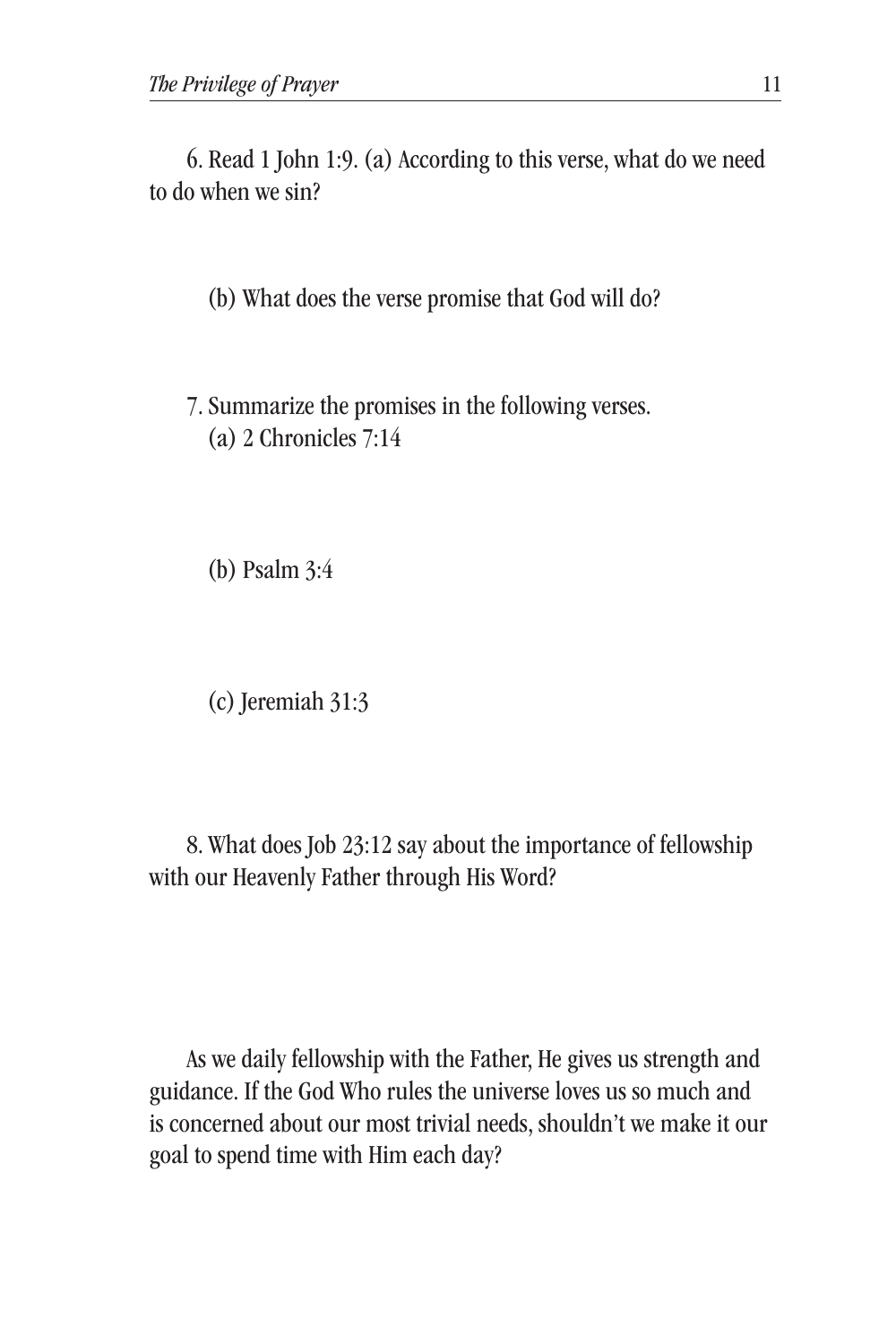6. Read 1 John 1:9. (a) According to this verse, what do we need to do when we sin?

(b) What does the verse promise that God will do?

7. Summarize the promises in the following verses.

(a) 2 Chronicles 7:14

(b) Psalm 3:4

(c) Jeremiah 31:3

8. What does Job 23:12 say about the importance of fellowship with our Heavenly Father through His Word?

As we daily fellowship with the Father, He gives us strength and guidance. If the God Who rules the universe loves us so much and is concerned about our most trivial needs, shouldn't we make it our goal to spend time with Him each day?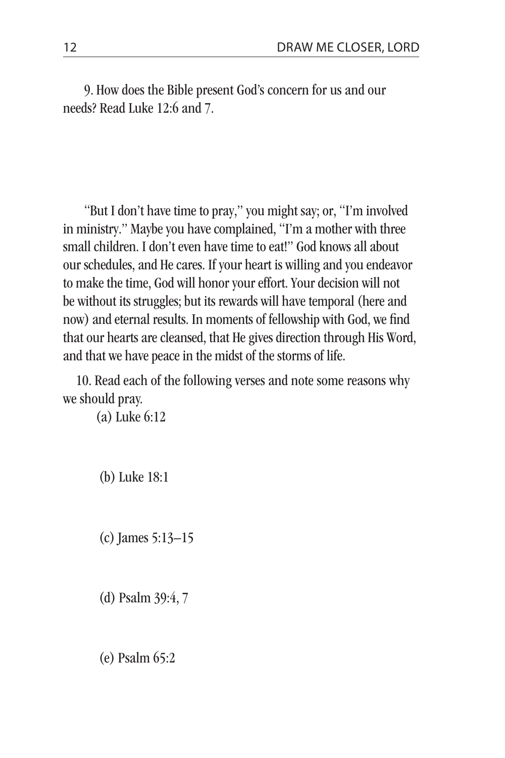9. How does the Bible present God's concern for us and our needs? Read Luke 12:6 and 7.

"But I don't have time to pray," you might say; or, "I'm involved in ministry." Maybe you have complained, "I'm a mother with three small children. I don't even have time to eat!" God knows all about our schedules, and He cares. If your heart is willing and you endeavor to make the time, God will honor your effort. Your decision will not be without its struggles; but its rewards will have temporal (here and now) and eternal results. In moments of fellowship with God, we find that our hearts are cleansed, that He gives direction through His Word, and that we have peace in the midst of the storms of life.

10. Read each of the following verses and note some reasons why we should pray.

(a) Luke 6:12

(b) Luke 18:1

(c) James 5:13–15

(d) Psalm 39:4, 7

(e) Psalm 65:2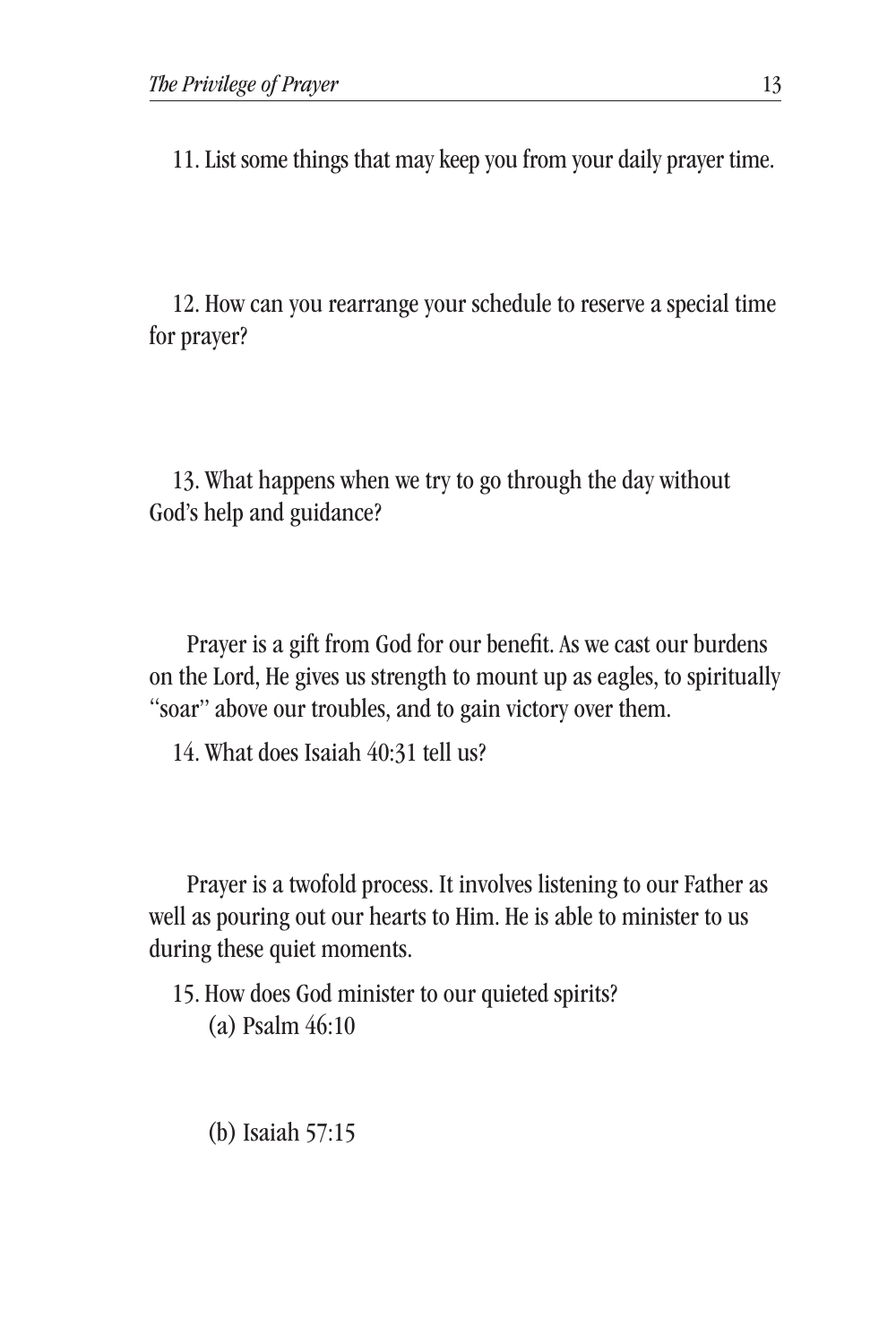11. List some things that may keep you from your daily prayer time.

12. How can you rearrange your schedule to reserve a special time for prayer?

13. What happens when we try to go through the day without God's help and guidance?

Prayer is a gift from God for our benefit. As we cast our burdens on the Lord, He gives us strength to mount up as eagles, to spiritually "soar" above our troubles, and to gain victory over them.

14. What does Isaiah 40:31 tell us?

Prayer is a twofold process. It involves listening to our Father as well as pouring out our hearts to Him. He is able to minister to us during these quiet moments.

15. How does God minister to our quieted spirits?

(a) Psalm 46:10

(b) Isaiah 57:15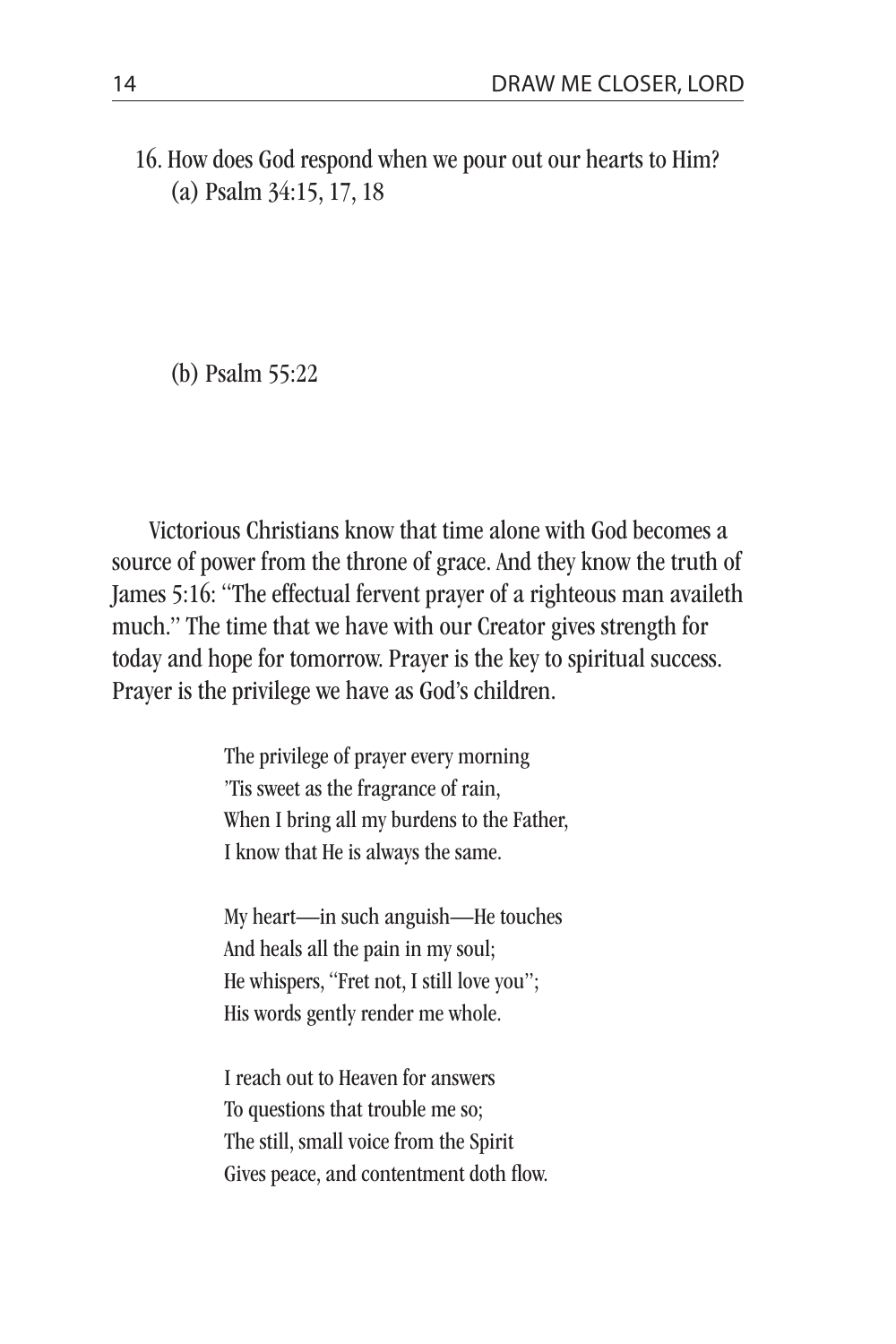16. How does God respond when we pour out our hearts to Him?
    (a) Psalm 34:15, 17, 18

    (b) Psalm 55:22

Victorious Christians know that time alone with God becomes a source of power from the throne of grace. And they know the truth of James 5:16: "The effectual fervent prayer of a righteous man availeth much." The time that we have with our Creator gives strength for today and hope for tomorrow. Prayer is the key to spiritual success. Prayer is the privilege we have as God's children.

> The privilege of prayer every morning
> 'Tis sweet as the fragrance of rain,
> When I bring all my burdens to the Father,
> I know that He is always the same.
>
> My heart—in such anguish—He touches
> And heals all the pain in my soul;
> He whispers, "Fret not, I still love you";
> His words gently render me whole.
>
> I reach out to Heaven for answers
> To questions that trouble me so;
> The still, small voice from the Spirit
> Gives peace, and contentment doth flow.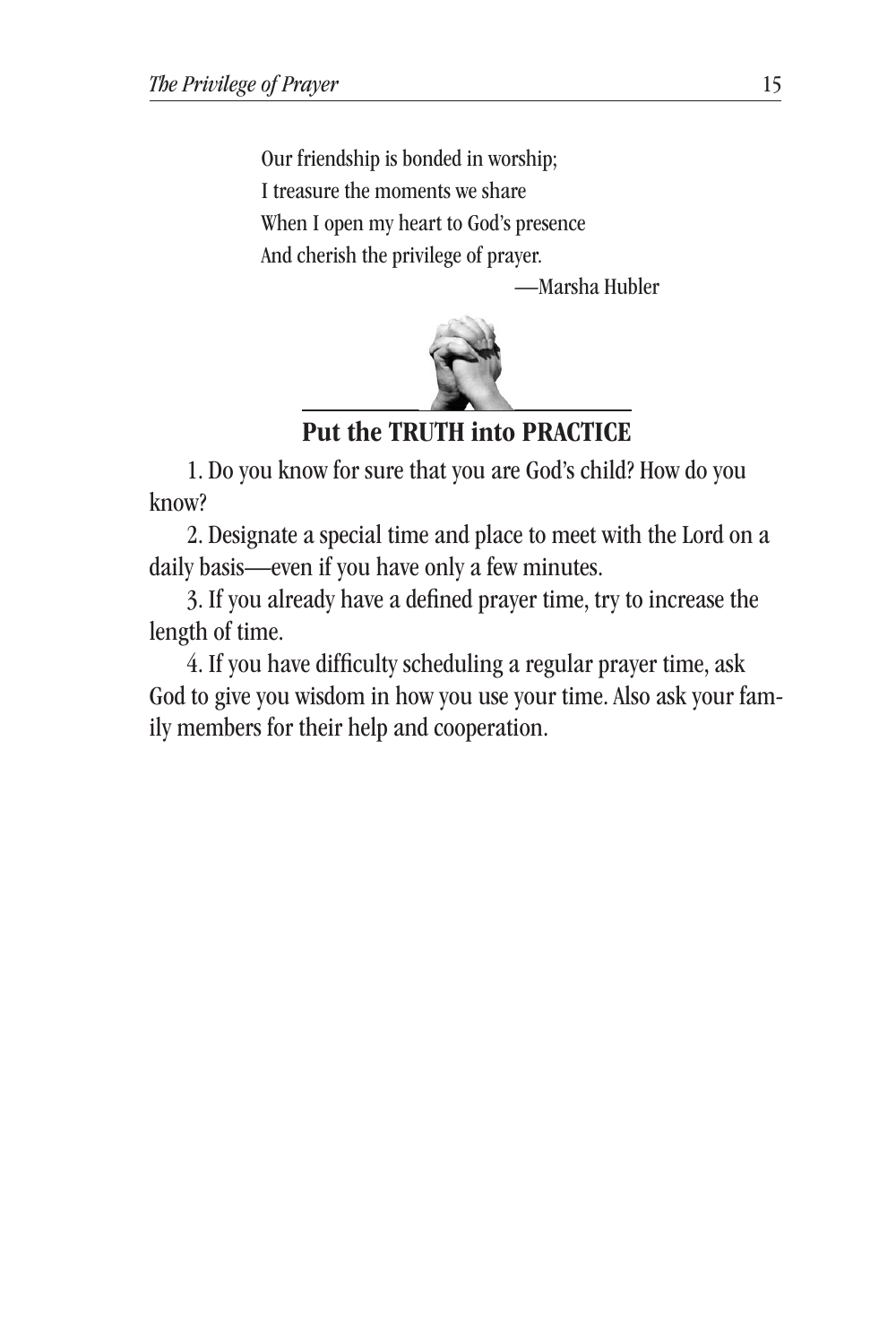Our friendship is bonded in worship;
I treasure the moments we share
When I open my heart to God's presence
And cherish the privilege of prayer.

—Marsha Hubler

## Put the TRUTH into PRACTICE

1. Do you know for sure that you are God's child? How do you know?

2. Designate a special time and place to meet with the Lord on a daily basis—even if you have only a few minutes.

3. If you already have a defined prayer time, try to increase the length of time.

4. If you have difficulty scheduling a regular prayer time, ask God to give you wisdom in how you use your time. Also ask your family members for their help and cooperation.